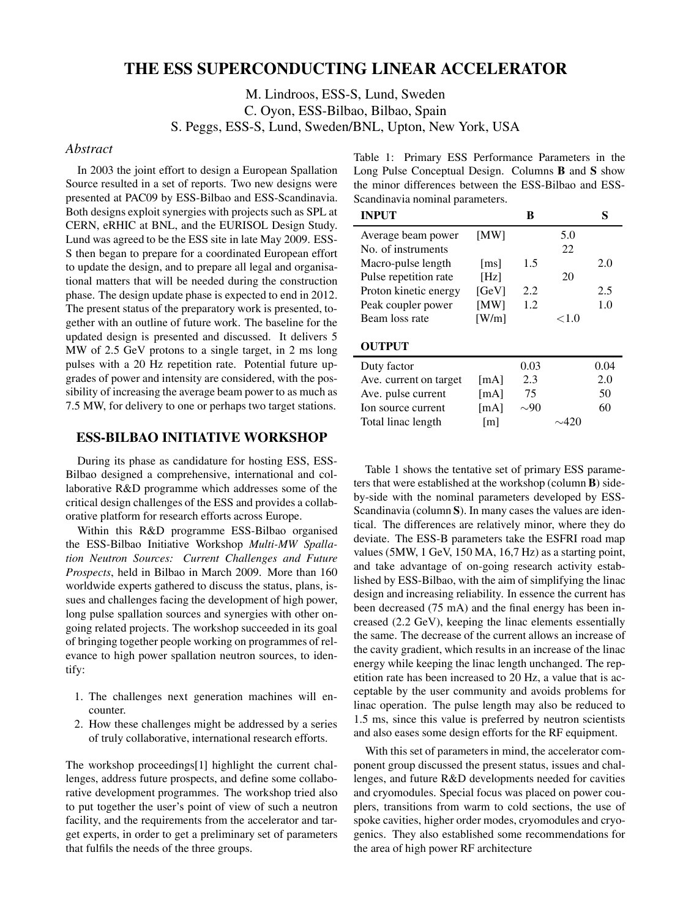# THE ESS SUPERCONDUCTING LINEAR ACCELERATOR

M. Lindroos, ESS-S, Lund, Sweden
C. Oyon, ESS-Bilbao, Bilbao, Spain
S. Peggs, ESS-S, Lund, Sweden/BNL, Upton, New York, USA

## *Abstract*

In 2003 the joint effort to design a European Spallation Source resulted in a set of reports. Two new designs were presented at PAC09 by ESS-Bilbao and ESS-Scandinavia. Both designs exploit synergies with projects such as SPL at CERN, eRHIC at BNL, and the EURISOL Design Study. Lund was agreed to be the ESS site in late May 2009. ESS-S then began to prepare for a coordinated European effort to update the design, and to prepare all legal and organisational matters that will be needed during the construction phase. The design update phase is expected to end in 2012. The present status of the preparatory work is presented, together with an outline of future work. The baseline for the updated design is presented and discussed. It delivers 5 MW of 2.5 GeV protons to a single target, in 2 ms long pulses with a 20 Hz repetition rate. Potential future upgrades of power and intensity are considered, with the possibility of increasing the average beam power to as much as 7.5 MW, for delivery to one or perhaps two target stations.

## ESS-BILBAO INITIATIVE WORKSHOP

During its phase as candidature for hosting ESS, ESS-Bilbao designed a comprehensive, international and collaborative R&D programme which addresses some of the critical design challenges of the ESS and provides a collaborative platform for research efforts across Europe.

Within this R&D programme ESS-Bilbao organised the ESS-Bilbao Initiative Workshop *Multi-MW Spallation Neutron Sources: Current Challenges and Future Prospects*, held in Bilbao in March 2009. More than 160 worldwide experts gathered to discuss the status, plans, issues and challenges facing the development of high power, long pulse spallation sources and synergies with other ongoing related projects. The workshop succeeded in its goal of bringing together people working on programmes of relevance to high power spallation neutron sources, to identify:

1. The challenges next generation machines will encounter.
2. How these challenges might be addressed by a series of truly collaborative, international research efforts.

The workshop proceedings[1] highlight the current challenges, address future prospects, and define some collaborative development programmes. The workshop tried also to put together the user's point of view of such a neutron facility, and the requirements from the accelerator and target experts, in order to get a preliminary set of parameters that fulfils the needs of the three groups.

Table 1: Primary ESS Performance Parameters in the Long Pulse Conceptual Design. Columns **B** and **S** show the minor differences between the ESS-Bilbao and ESS-Scandinavia nominal parameters.

| **INPUT** | | **B** | | **S** |
|---|---|---|---|---|
| Average beam power | [MW] | | 5.0 | |
| No. of instruments | | | 22 | |
| Macro-pulse length | [ms] | 1.5 | | 2.0 |
| Pulse repetition rate | [Hz] | | 20 | |
| Proton kinetic energy | [GeV] | 2.2 | | 2.5 |
| Peak coupler power | [MW] | 1.2 | | 1.0 |
| Beam loss rate | [W/m] | | <1.0 | |
| **OUTPUT** | | | | |
| Duty factor | | 0.03 | | 0.04 |
| Ave. current on target | [mA] | 2.3 | | 2.0 |
| Ave. pulse current | [mA] | 75 | | 50 |
| Ion source current | [mA] | ∼90 | | 60 |
| Total linac length | [m] | | ∼420 | |

Table 1 shows the tentative set of primary ESS parameters that were established at the workshop (column **B**) side-by-side with the nominal parameters developed by ESS-Scandinavia (column **S**). In many cases the values are identical. The differences are relatively minor, where they do deviate. The ESS-B parameters take the ESFRI road map values (5MW, 1 GeV, 150 MA, 16,7 Hz) as a starting point, and take advantage of on-going research activity established by ESS-Bilbao, with the aim of simplifying the linac design and increasing reliability. In essence the current has been decreased (75 mA) and the final energy has been increased (2.2 GeV), keeping the linac elements essentially the same. The decrease of the current allows an increase of the cavity gradient, which results in an increase of the linac energy while keeping the linac length unchanged. The repetition rate has been increased to 20 Hz, a value that is acceptable by the user community and avoids problems for linac operation. The pulse length may also be reduced to 1.5 ms, since this value is preferred by neutron scientists and also eases some design efforts for the RF equipment.

With this set of parameters in mind, the accelerator component group discussed the present status, issues and challenges, and future R&D developments needed for cavities and cryomodules. Special focus was placed on power couplers, transitions from warm to cold sections, the use of spoke cavities, higher order modes, cryomodules and cryogenics. They also established some recommendations for the area of high power RF architecture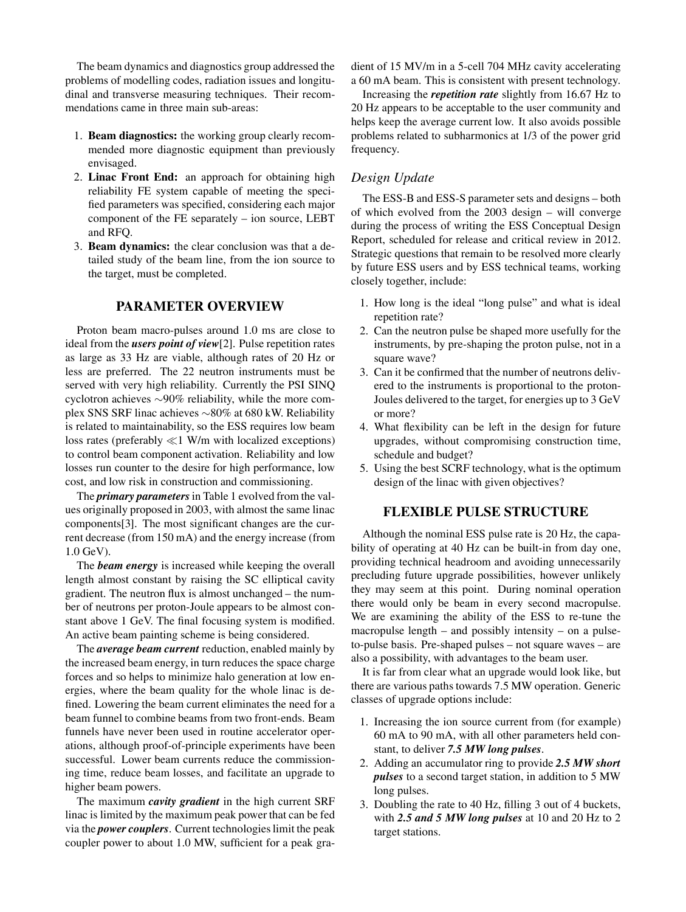The beam dynamics and diagnostics group addressed the problems of modelling codes, radiation issues and longitudinal and transverse measuring techniques. Their recommendations came in three main sub-areas:

1. **Beam diagnostics:** the working group clearly recommended more diagnostic equipment than previously envisaged.
2. **Linac Front End:** an approach for obtaining high reliability FE system capable of meeting the specified parameters was specified, considering each major component of the FE separately – ion source, LEBT and RFQ.
3. **Beam dynamics:** the clear conclusion was that a detailed study of the beam line, from the ion source to the target, must be completed.

## PARAMETER OVERVIEW

Proton beam macro-pulses around 1.0 ms are close to ideal from the ***users point of view***[2]. Pulse repetition rates as large as 33 Hz are viable, although rates of 20 Hz or less are preferred. The 22 neutron instruments must be served with very high reliability. Currently the PSI SINQ cyclotron achieves ~90% reliability, while the more complex SNS SRF linac achieves ~80% at 680 kW. Reliability is related to maintainability, so the ESS requires low beam loss rates (preferably $\ll$1 W/m with localized exceptions) to control beam component activation. Reliability and low losses run counter to the desire for high performance, low cost, and low risk in construction and commissioning.

The ***primary parameters*** in Table 1 evolved from the values originally proposed in 2003, with almost the same linac components[3]. The most significant changes are the current decrease (from 150 mA) and the energy increase (from 1.0 GeV).

The ***beam energy*** is increased while keeping the overall length almost constant by raising the SC elliptical cavity gradient. The neutron flux is almost unchanged – the number of neutrons per proton-Joule appears to be almost constant above 1 GeV. The final focusing system is modified. An active beam painting scheme is being considered.

The ***average beam current*** reduction, enabled mainly by the increased beam energy, in turn reduces the space charge forces and so helps to minimize halo generation at low energies, where the beam quality for the whole linac is defined. Lowering the beam current eliminates the need for a beam funnel to combine beams from two front-ends. Beam funnels have never been used in routine accelerator operations, although proof-of-principle experiments have been successful. Lower beam currents reduce the commissioning time, reduce beam losses, and facilitate an upgrade to higher beam powers.

The maximum ***cavity gradient*** in the high current SRF linac is limited by the maximum peak power that can be fed via the ***power couplers***. Current technologies limit the peak coupler power to about 1.0 MW, sufficient for a peak gradient of 15 MV/m in a 5-cell 704 MHz cavity accelerating a 60 mA beam. This is consistent with present technology.

Increasing the ***repetition rate*** slightly from 16.67 Hz to 20 Hz appears to be acceptable to the user community and helps keep the average current low. It also avoids possible problems related to subharmonics at 1/3 of the power grid frequency.

### *Design Update*

The ESS-B and ESS-S parameter sets and designs – both of which evolved from the 2003 design – will converge during the process of writing the ESS Conceptual Design Report, scheduled for release and critical review in 2012. Strategic questions that remain to be resolved more clearly by future ESS users and by ESS technical teams, working closely together, include:

1. How long is the ideal "long pulse" and what is ideal repetition rate?
2. Can the neutron pulse be shaped more usefully for the instruments, by pre-shaping the proton pulse, not in a square wave?
3. Can it be confirmed that the number of neutrons delivered to the instruments is proportional to the proton-Joules delivered to the target, for energies up to 3 GeV or more?
4. What flexibility can be left in the design for future upgrades, without compromising construction time, schedule and budget?
5. Using the best SCRF technology, what is the optimum design of the linac with given objectives?

## FLEXIBLE PULSE STRUCTURE

Although the nominal ESS pulse rate is 20 Hz, the capability of operating at 40 Hz can be built-in from day one, providing technical headroom and avoiding unnecessarily precluding future upgrade possibilities, however unlikely they may seem at this point. During nominal operation there would only be beam in every second macropulse. We are examining the ability of the ESS to re-tune the macropulse length – and possibly intensity – on a pulse-to-pulse basis. Pre-shaped pulses – not square waves – are also a possibility, with advantages to the beam user.

It is far from clear what an upgrade would look like, but there are various paths towards 7.5 MW operation. Generic classes of upgrade options include:

1. Increasing the ion source current from (for example) 60 mA to 90 mA, with all other parameters held constant, to deliver ***7.5 MW long pulses***.
2. Adding an accumulator ring to provide ***2.5 MW short pulses*** to a second target station, in addition to 5 MW long pulses.
3. Doubling the rate to 40 Hz, filling 3 out of 4 buckets, with ***2.5 and 5 MW long pulses*** at 10 and 20 Hz to 2 target stations.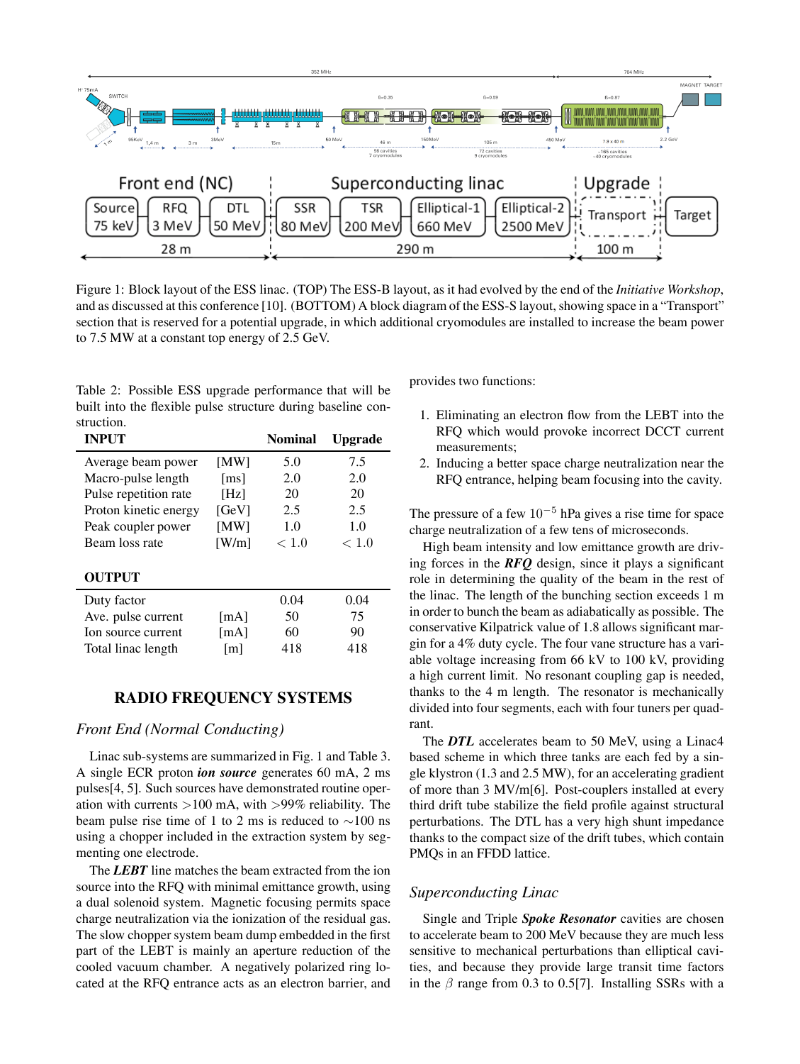Figure 1: Block layout of the ESS linac. (TOP) The ESS-B layout, as it had evolved by the end of the *Initiative Workshop*, and as discussed at this conference [10]. (BOTTOM) A block diagram of the ESS-S layout, showing space in a "Transport" section that is reserved for a potential upgrade, in which additional cryomodules are installed to increase the beam power to 7.5 MW at a constant top energy of 2.5 GeV.

Table 2: Possible ESS upgrade performance that will be built into the flexible pulse structure during baseline construction.

| **INPUT** | | **Nominal** | **Upgrade** |
|---|---|---|---|
| Average beam power | [MW] | 5.0 | 7.5 |
| Macro-pulse length | [ms] | 2.0 | 2.0 |
| Pulse repetition rate | [Hz] | 20 | 20 |
| Proton kinetic energy | [GeV] | 2.5 | 2.5 |
| Peak coupler power | [MW] | 1.0 | 1.0 |
| Beam loss rate | [W/m] | $< 1.0$ | $< 1.0$ |
| **OUTPUT** | | | |
| Duty factor | | 0.04 | 0.04 |
| Ave. pulse current | [mA] | 50 | 75 |
| Ion source current | [mA] | 60 | 90 |
| Total linac length | [m] | 418 | 418 |

## RADIO FREQUENCY SYSTEMS

### *Front End (Normal Conducting)*

Linac sub-systems are summarized in Fig. 1 and Table 3. A single ECR proton ***ion source*** generates 60 mA, 2 ms pulses[4, 5]. Such sources have demonstrated routine operation with currents >100 mA, with >99% reliability. The beam pulse rise time of 1 to 2 ms is reduced to $\sim$100 ns using a chopper included in the extraction system by segmenting one electrode.

The ***LEBT*** line matches the beam extracted from the ion source into the RFQ with minimal emittance growth, using a dual solenoid system. Magnetic focusing permits space charge neutralization via the ionization of the residual gas. The slow chopper system beam dump embedded in the first part of the LEBT is mainly an aperture reduction of the cooled vacuum chamber. A negatively polarized ring located at the RFQ entrance acts as an electron barrier, and provides two functions:

1. Eliminating an electron flow from the LEBT into the RFQ which would provoke incorrect DCCT current measurements;
2. Inducing a better space charge neutralization near the RFQ entrance, helping beam focusing into the cavity.

The pressure of a few $10^{-5}$ hPa gives a rise time for space charge neutralization of a few tens of microseconds.

High beam intensity and low emittance growth are driving forces in the ***RFQ*** design, since it plays a significant role in determining the quality of the beam in the rest of the linac. The length of the bunching section exceeds 1 m in order to bunch the beam as adiabatically as possible. The conservative Kilpatrick value of 1.8 allows significant margin for a 4% duty cycle. The four vane structure has a variable voltage increasing from 66 kV to 100 kV, providing a high current limit. No resonant coupling gap is needed, thanks to the 4 m length. The resonator is mechanically divided into four segments, each with four tuners per quadrant.

The ***DTL*** accelerates beam to 50 MeV, using a Linac4 based scheme in which three tanks are each fed by a single klystron (1.3 and 2.5 MW), for an accelerating gradient of more than 3 MV/m[6]. Post-couplers installed at every third drift tube stabilize the field profile against structural perturbations. The DTL has a very high shunt impedance thanks to the compact size of the drift tubes, which contain PMQs in an FFDD lattice.

### *Superconducting Linac*

Single and Triple ***Spoke Resonator*** cavities are chosen to accelerate beam to 200 MeV because they are much less sensitive to mechanical perturbations than elliptical cavities, and because they provide large transit time factors in the $\beta$ range from 0.3 to 0.5[7]. Installing SSRs with a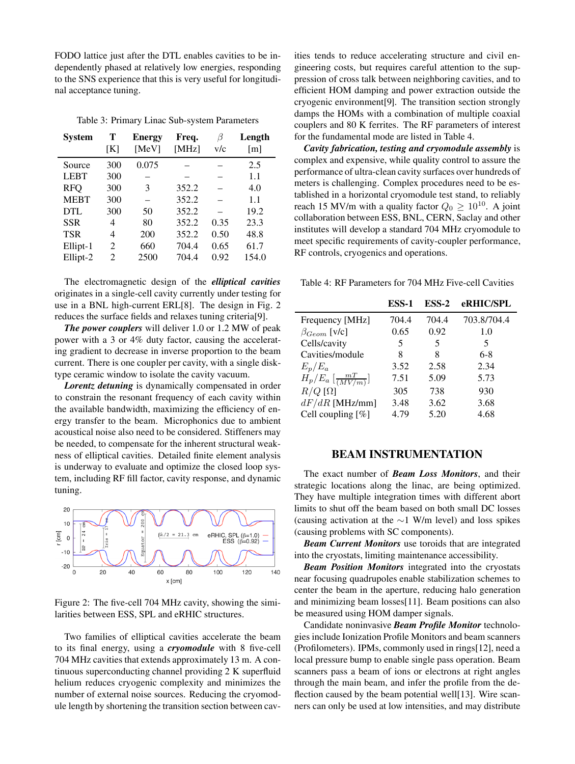FODO lattice just after the DTL enables cavities to be independently phased at relatively low energies, responding to the SNS experience that this is very useful for longitudinal acceptance tuning.

Table 3: Primary Linac Sub-system Parameters

| System | T [K] | Energy [MeV] | Freq. [MHz] | $\beta$ v/c | Length [m] |
|---|---|---|---|---|---|
| Source | 300 | 0.075 | – | – | 2.5 |
| LEBT | 300 | – | – | – | 1.1 |
| RFQ | 300 | 3 | 352.2 | – | 4.0 |
| MEBT | 300 | – | 352.2 | – | 1.1 |
| DTL | 300 | 50 | 352.2 | – | 19.2 |
| SSR | 4 | 80 | 352.2 | 0.35 | 23.3 |
| TSR | 4 | 200 | 352.2 | 0.50 | 48.8 |
| Ellipt-1 | 2 | 660 | 704.4 | 0.65 | 61.7 |
| Ellipt-2 | 2 | 2500 | 704.4 | 0.92 | 154.0 |

The electromagnetic design of the ***elliptical cavities*** originates in a single-cell cavity currently under testing for use in a BNL high-current ERL[8]. The design in Fig. 2 reduces the surface fields and relaxes tuning criteria[9].

***The power couplers*** will deliver 1.0 or 1.2 MW of peak power with a 3 or 4% duty factor, causing the accelerating gradient to decrease in inverse proportion to the beam current. There is one coupler per cavity, with a single disk-type ceramic window to isolate the cavity vacuum.

***Lorentz detuning*** is dynamically compensated in order to constrain the resonant frequency of each cavity within the available bandwidth, maximizing the efficiency of energy transfer to the beam. Microphonics due to ambient acoustical noise also need to be considered. Stiffeners may be needed, to compensate for the inherent structural weakness of elliptical cavities. Detailed finite element analysis is underway to evaluate and optimize the closed loop system, including RF fill factor, cavity response, and dynamic tuning.

Figure 2: The five-cell 704 MHz cavity, showing the similarities between ESS, SPL and eRHIC structures.

Two families of elliptical cavities accelerate the beam to its final energy, using a ***cryomodule*** with 8 five-cell 704 MHz cavities that extends approximately 13 m. A continuous superconducting channel providing 2 K superfluid helium reduces cryogenic complexity and minimizes the number of external noise sources. Reducing the cryomodule length by shortening the transition section between cavities tends to reduce accelerating structure and civil engineering costs, but requires careful attention to the suppression of cross talk between neighboring cavities, and to efficient HOM damping and power extraction outside the cryogenic environment[9]. The transition section strongly damps the HOMs with a combination of multiple coaxial couplers and 80 K ferrites. The RF parameters of interest for the fundamental mode are listed in Table 4.

***Cavity fabrication, testing and cryomodule assembly*** is complex and expensive, while quality control to assure the performance of ultra-clean cavity surfaces over hundreds of meters is challenging. Complex procedures need to be established in a horizontal cryomodule test stand, to reliably reach 15 MV/m with a quality factor $Q_0 \geq 10^{10}$. A joint collaboration between ESS, BNL, CERN, Saclay and other institutes will develop a standard 704 MHz cryomodule to meet specific requirements of cavity-coupler performance, RF controls, cryogenics and operations.

Table 4: RF Parameters for 704 MHz Five-cell Cavities

| | ESS-1 | ESS-2 | eRHIC/SPL |
|---|---|---|---|
| Frequency [MHz] | 704.4 | 704.4 | 703.8/704.4 |
| $\beta_{Geom}$ [v/c] | 0.65 | 0.92 | 1.0 |
| Cells/cavity | 5 | 5 | 5 |
| Cavities/module | 8 | 8 | 6-8 |
| $E_p/E_a$ | 3.52 | 2.58 | 2.34 |
| $H_p/E_a$ $[\frac{mT}{(MV/m)}]$ | 7.51 | 5.09 | 5.73 |
| $R/Q$ [Ω] | 305 | 738 | 930 |
| $dF/dR$ [MHz/mm] | 3.48 | 3.62 | 3.68 |
| Cell coupling [%] | 4.79 | 5.20 | 4.68 |

## BEAM INSTRUMENTATION

The exact number of ***Beam Loss Monitors***, and their strategic locations along the linac, are being optimized. They have multiple integration times with different abort limits to shut off the beam based on both small DC losses (causing activation at the ~1 W/m level) and loss spikes (causing problems with SC components).

***Beam Current Monitors*** use toroids that are integrated into the cryostats, limiting maintenance accessibility.

***Beam Position Monitors*** integrated into the cryostats near focusing quadrupoles enable stabilization schemes to center the beam in the aperture, reducing halo generation and minimizing beam losses[11]. Beam positions can also be measured using HOM damper signals.

Candidate noninvasive ***Beam Profile Monitor*** technologies include Ionization Profile Monitors and beam scanners (Profilometers). IPMs, commonly used in rings[12], need a local pressure bump to enable single pass operation. Beam scanners pass a beam of ions or electrons at right angles through the main beam, and infer the profile from the deflection caused by the beam potential well[13]. Wire scanners can only be used at low intensities, and may distribute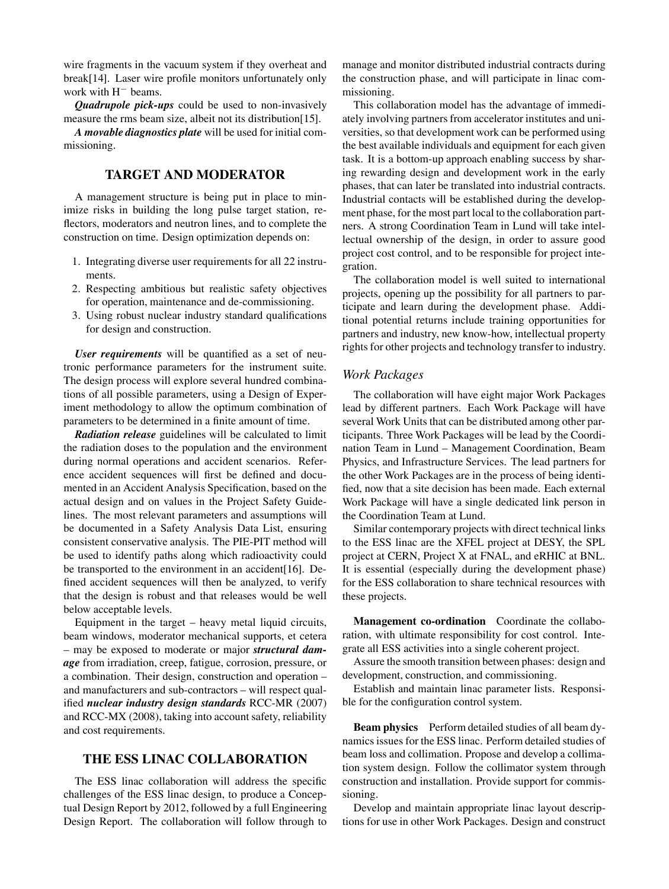wire fragments in the vacuum system if they overheat and break[14]. Laser wire profile monitors unfortunately only work with $H^-$ beams.

***Quadrupole pick-ups*** could be used to non-invasively measure the rms beam size, albeit not its distribution[15].

***A movable diagnostics plate*** will be used for initial commissioning.

## TARGET AND MODERATOR

A management structure is being put in place to minimize risks in building the long pulse target station, reflectors, moderators and neutron lines, and to complete the construction on time. Design optimization depends on:

1. Integrating diverse user requirements for all 22 instruments.
2. Respecting ambitious but realistic safety objectives for operation, maintenance and de-commissioning.
3. Using robust nuclear industry standard qualifications for design and construction.

***User requirements*** will be quantified as a set of neutronic performance parameters for the instrument suite. The design process will explore several hundred combinations of all possible parameters, using a Design of Experiment methodology to allow the optimum combination of parameters to be determined in a finite amount of time.

***Radiation release*** guidelines will be calculated to limit the radiation doses to the population and the environment during normal operations and accident scenarios. Reference accident sequences will first be defined and documented in an Accident Analysis Specification, based on the actual design and on values in the Project Safety Guidelines. The most relevant parameters and assumptions will be documented in a Safety Analysis Data List, ensuring consistent conservative analysis. The PIE-PIT method will be used to identify paths along which radioactivity could be transported to the environment in an accident[16]. Defined accident sequences will then be analyzed, to verify that the design is robust and that releases would be well below acceptable levels.

Equipment in the target – heavy metal liquid circuits, beam windows, moderator mechanical supports, et cetera – may be exposed to moderate or major ***structural damage*** from irradiation, creep, fatigue, corrosion, pressure, or a combination. Their design, construction and operation – and manufacturers and sub-contractors – will respect qualified ***nuclear industry design standards*** RCC-MR (2007) and RCC-MX (2008), taking into account safety, reliability and cost requirements.

## THE ESS LINAC COLLABORATION

The ESS linac collaboration will address the specific challenges of the ESS linac design, to produce a Conceptual Design Report by 2012, followed by a full Engineering Design Report. The collaboration will follow through to manage and monitor distributed industrial contracts during the construction phase, and will participate in linac commissioning.

This collaboration model has the advantage of immediately involving partners from accelerator institutes and universities, so that development work can be performed using the best available individuals and equipment for each given task. It is a bottom-up approach enabling success by sharing rewarding design and development work in the early phases, that can later be translated into industrial contracts. Industrial contacts will be established during the development phase, for the most part local to the collaboration partners. A strong Coordination Team in Lund will take intellectual ownership of the design, in order to assure good project cost control, and to be responsible for project integration.

The collaboration model is well suited to international projects, opening up the possibility for all partners to participate and learn during the development phase. Additional potential returns include training opportunities for partners and industry, new know-how, intellectual property rights for other projects and technology transfer to industry.

### *Work Packages*

The collaboration will have eight major Work Packages lead by different partners. Each Work Package will have several Work Units that can be distributed among other participants. Three Work Packages will be lead by the Coordination Team in Lund – Management Coordination, Beam Physics, and Infrastructure Services. The lead partners for the other Work Packages are in the process of being identified, now that a site decision has been made. Each external Work Package will have a single dedicated link person in the Coordination Team at Lund.

Similar contemporary projects with direct technical links to the ESS linac are the XFEL project at DESY, the SPL project at CERN, Project X at FNAL, and eRHIC at BNL. It is essential (especially during the development phase) for the ESS collaboration to share technical resources with these projects.

**Management co-ordination** Coordinate the collaboration, with ultimate responsibility for cost control. Integrate all ESS activities into a single coherent project.

Assure the smooth transition between phases: design and development, construction, and commissioning.

Establish and maintain linac parameter lists. Responsible for the configuration control system.

**Beam physics** Perform detailed studies of all beam dynamics issues for the ESS linac. Perform detailed studies of beam loss and collimation. Propose and develop a collimation system design. Follow the collimator system through construction and installation. Provide support for commissioning.

Develop and maintain appropriate linac layout descriptions for use in other Work Packages. Design and construct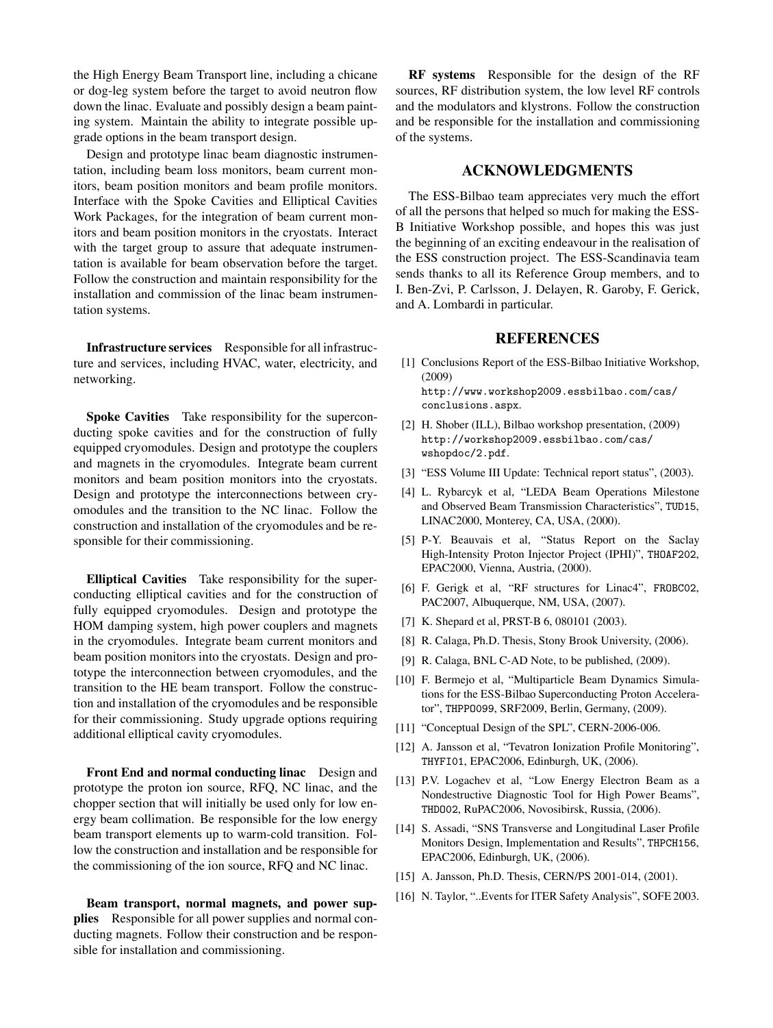the High Energy Beam Transport line, including a chicane or dog-leg system before the target to avoid neutron flow down the linac. Evaluate and possibly design a beam painting system. Maintain the ability to integrate possible upgrade options in the beam transport design.

Design and prototype linac beam diagnostic instrumentation, including beam loss monitors, beam current monitors, beam position monitors and beam profile monitors. Interface with the Spoke Cavities and Elliptical Cavities Work Packages, for the integration of beam current monitors and beam position monitors in the cryostats. Interact with the target group to assure that adequate instrumentation is available for beam observation before the target. Follow the construction and maintain responsibility for the installation and commission of the linac beam instrumentation systems.

**Infrastructure services** Responsible for all infrastructure and services, including HVAC, water, electricity, and networking.

**Spoke Cavities** Take responsibility for the superconducting spoke cavities and for the construction of fully equipped cryomodules. Design and prototype the couplers and magnets in the cryomodules. Integrate beam current monitors and beam position monitors into the cryostats. Design and prototype the interconnections between cryomodules and the transition to the NC linac. Follow the construction and installation of the cryomodules and be responsible for their commissioning.

**Elliptical Cavities** Take responsibility for the superconducting elliptical cavities and for the construction of fully equipped cryomodules. Design and prototype the HOM damping system, high power couplers and magnets in the cryomodules. Integrate beam current monitors and beam position monitors into the cryostats. Design and prototype the interconnection between cryomodules, and the transition to the HE beam transport. Follow the construction and installation of the cryomodules and be responsible for their commissioning. Study upgrade options requiring additional elliptical cavity cryomodules.

**Front End and normal conducting linac** Design and prototype the proton ion source, RFQ, NC linac, and the chopper section that will initially be used only for low energy beam collimation. Be responsible for the low energy beam transport elements up to warm-cold transition. Follow the construction and installation and be responsible for the commissioning of the ion source, RFQ and NC linac.

**Beam transport, normal magnets, and power supplies** Responsible for all power supplies and normal conducting magnets. Follow their construction and be responsible for installation and commissioning.

**RF systems** Responsible for the design of the RF sources, RF distribution system, the low level RF controls and the modulators and klystrons. Follow the construction and be responsible for the installation and commissioning of the systems.

## ACKNOWLEDGMENTS

The ESS-Bilbao team appreciates very much the effort of all the persons that helped so much for making the ESS-B Initiative Workshop possible, and hopes this was just the beginning of an exciting endeavour in the realisation of the ESS construction project. The ESS-Scandinavia team sends thanks to all its Reference Group members, and to I. Ben-Zvi, P. Carlsson, J. Delayen, R. Garoby, F. Gerick, and A. Lombardi in particular.

## REFERENCES

[1] Conclusions Report of the ESS-Bilbao Initiative Workshop, (2009) http://www.workshop2009.essbilbao.com/cas/conclusions.aspx.

[2] H. Shober (ILL), Bilbao workshop presentation, (2009) http://workshop2009.essbilbao.com/cas/wshopdoc/2.pdf.

[3] "ESS Volume III Update: Technical report status", (2003).

[4] L. Rybarcyk et al, "LEDA Beam Operations Milestone and Observed Beam Transmission Characteristics", TUD15, LINAC2000, Monterey, CA, USA, (2000).

[5] P-Y. Beauvais et al, "Status Report on the Saclay High-Intensity Proton Injector Project (IPHI)", THOAF202, EPAC2000, Vienna, Austria, (2000).

[6] F. Gerigk et al, "RF structures for Linac4", FROBC02, PAC2007, Albuquerque, NM, USA, (2007).

[7] K. Shepard et al, PRST-B 6, 080101 (2003).

[8] R. Calaga, Ph.D. Thesis, Stony Brook University, (2006).

[9] R. Calaga, BNL C-AD Note, to be published, (2009).

[10] F. Bermejo et al, "Multiparticle Beam Dynamics Simulations for the ESS-Bilbao Superconducting Proton Accelerator", THPPO099, SRF2009, Berlin, Germany, (2009).

[11] "Conceptual Design of the SPL", CERN-2006-006.

[12] A. Jansson et al, "Tevatron Ionization Profile Monitoring", THYFI01, EPAC2006, Edinburgh, UK, (2006).

[13] P.V. Logachev et al, "Low Energy Electron Beam as a Nondestructive Diagnostic Tool for High Power Beams", THDO02, RuPAC2006, Novosibirsk, Russia, (2006).

[14] S. Assadi, "SNS Transverse and Longitudinal Laser Profile Monitors Design, Implementation and Results", THPCH156, EPAC2006, Edinburgh, UK, (2006).

[15] A. Jansson, Ph.D. Thesis, CERN/PS 2001-014, (2001).

[16] N. Taylor, "..Events for ITER Safety Analysis", SOFE 2003.